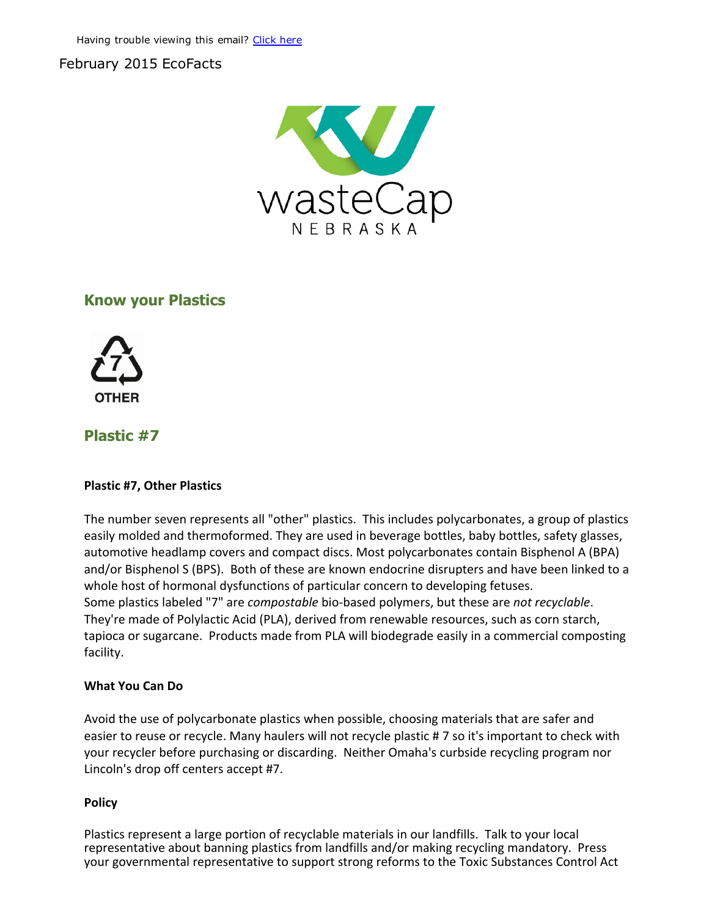Having trouble viewing this email? [Click here]

February 2015 EcoFacts

wasteCap
NEBRASKA

## Know your Plastics

7
OTHER

## Plastic #7

**Plastic #7, Other Plastics**

The number seven represents all "other" plastics. This includes polycarbonates, a group of plastics easily molded and thermoformed. They are used in beverage bottles, baby bottles, safety glasses, automotive headlamp covers and compact discs. Most polycarbonates contain Bisphenol A (BPA) and/or Bisphenol S (BPS). Both of these are known endocrine disrupters and have been linked to a whole host of hormonal dysfunctions of particular concern to developing fetuses.
Some plastics labeled "7" are *compostable* bio-based polymers, but these are *not recyclable*. They're made of Polylactic Acid (PLA), derived from renewable resources, such as corn starch, tapioca or sugarcane. Products made from PLA will biodegrade easily in a commercial composting facility.

**What You Can Do**

Avoid the use of polycarbonate plastics when possible, choosing materials that are safer and easier to reuse or recycle. Many haulers will not recycle plastic # 7 so it's important to check with your recycler before purchasing or discarding. Neither Omaha's curbside recycling program nor Lincoln's drop off centers accept #7.

**Policy**

Plastics represent a large portion of recyclable materials in our landfills. Talk to your local representative about banning plastics from landfills and/or making recycling mandatory. Press your governmental representative to support strong reforms to the Toxic Substances Control Act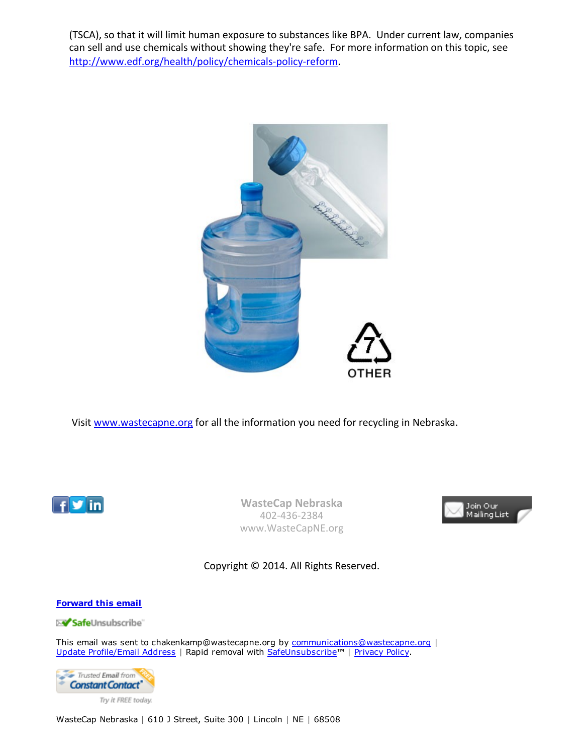(TSCA), so that it will limit human exposure to substances like BPA. Under current law, companies can sell and use chemicals without showing they're safe. For more information on this topic, see http://www.edf.org/health/policy/chemicals-policy-reform.

OTHER

Visit www.wastecapne.org for all the information you need for recycling in Nebraska.

**WasteCap Nebraska**
402-436-2384
www.WasteCapNE.org

Join Our Mailing List

Copyright © 2014. All Rights Reserved.

**Forward this email**

SafeUnsubscribe

This email was sent to chakenkamp@wastecapne.org by communications@wastecapne.org | Update Profile/Email Address | Rapid removal with SafeUnsubscribe™ | Privacy Policy.

Trusted Email from Constant Contact — Try it FREE today.

WasteCap Nebraska | 610 J Street, Suite 300 | Lincoln | NE | 68508